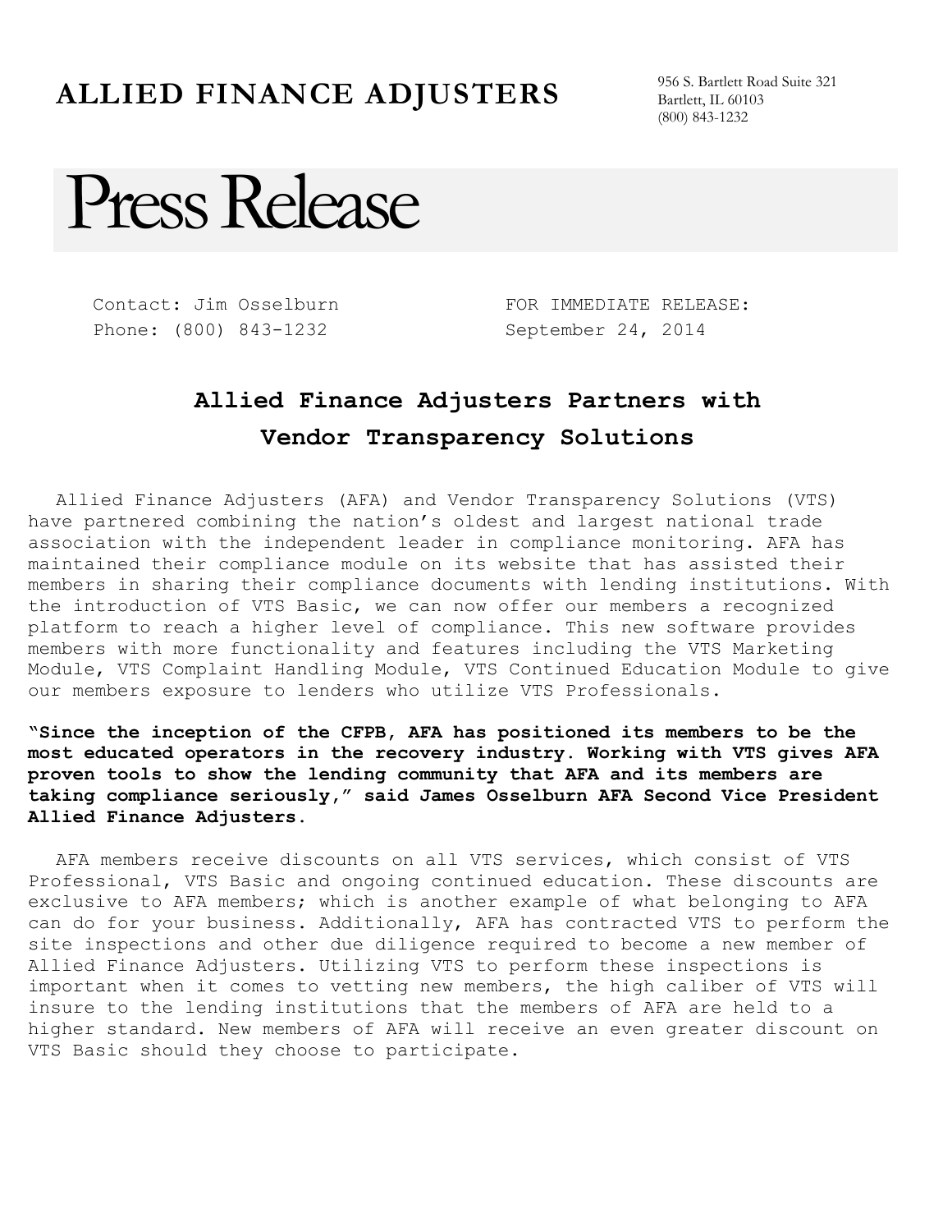# ALLIED FINANCE ADJUSTERS

956 S. Bartlett Road Suite 321
Bartlett, IL 60103
(800) 843-1232

# Press Release

Contact: Jim Osselburn
Phone: (800) 843-1232

FOR IMMEDIATE RELEASE:
September 24, 2014

## Allied Finance Adjusters Partners with Vendor Transparency Solutions

Allied Finance Adjusters (AFA) and Vendor Transparency Solutions (VTS) have partnered combining the nation's oldest and largest national trade association with the independent leader in compliance monitoring. AFA has maintained their compliance module on its website that has assisted their members in sharing their compliance documents with lending institutions. With the introduction of VTS Basic, we can now offer our members a recognized platform to reach a higher level of compliance. This new software provides members with more functionality and features including the VTS Marketing Module, VTS Complaint Handling Module, VTS Continued Education Module to give our members exposure to lenders who utilize VTS Professionals.

**"Since the inception of the CFPB, AFA has positioned its members to be the most educated operators in the recovery industry. Working with VTS gives AFA proven tools to show the lending community that AFA and its members are taking compliance seriously," said James Osselburn AFA Second Vice President Allied Finance Adjusters.**

AFA members receive discounts on all VTS services, which consist of VTS Professional, VTS Basic and ongoing continued education. These discounts are exclusive to AFA members; which is another example of what belonging to AFA can do for your business. Additionally, AFA has contracted VTS to perform the site inspections and other due diligence required to become a new member of Allied Finance Adjusters. Utilizing VTS to perform these inspections is important when it comes to vetting new members, the high caliber of VTS will insure to the lending institutions that the members of AFA are held to a higher standard. New members of AFA will receive an even greater discount on VTS Basic should they choose to participate.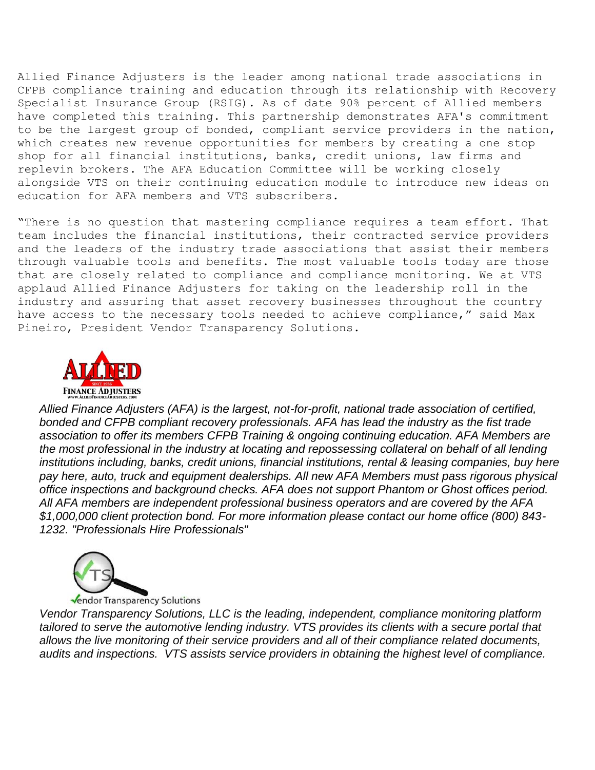Allied Finance Adjusters is the leader among national trade associations in CFPB compliance training and education through its relationship with Recovery Specialist Insurance Group (RSIG). As of date 90% percent of Allied members have completed this training. This partnership demonstrates AFA's commitment to be the largest group of bonded, compliant service providers in the nation, which creates new revenue opportunities for members by creating a one stop shop for all financial institutions, banks, credit unions, law firms and replevin brokers. The AFA Education Committee will be working closely alongside VTS on their continuing education module to introduce new ideas on education for AFA members and VTS subscribers.

"There is no question that mastering compliance requires a team effort. That team includes the financial institutions, their contracted service providers and the leaders of the industry trade associations that assist their members through valuable tools and benefits. The most valuable tools today are those that are closely related to compliance and compliance monitoring. We at VTS applaud Allied Finance Adjusters for taking on the leadership roll in the industry and assuring that asset recovery businesses throughout the country have access to the necessary tools needed to achieve compliance," said Max Pineiro, President Vendor Transparency Solutions.

ALLIED
SINCE 1936
FINANCE ADJUSTERS
WWW.ALLIEDFINANCEADJUSTERS.COM

*Allied Finance Adjusters (AFA) is the largest, not-for-profit, national trade association of certified, bonded and CFPB compliant recovery professionals. AFA has lead the industry as the fist trade association to offer its members CFPB Training & ongoing continuing education. AFA Members are the most professional in the industry at locating and repossessing collateral on behalf of all lending institutions including, banks, credit unions, financial institutions, rental & leasing companies, buy here pay here, auto, truck and equipment dealerships. All new AFA Members must pass rigorous physical office inspections and background checks. AFA does not support Phantom or Ghost offices period. All AFA members are independent professional business operators and are covered by the AFA $1,000,000 client protection bond. For more information please contact our home office (800) 843-1232. "Professionals Hire Professionals"*

VTS
Vendor Transparency Solutions

*Vendor Transparency Solutions, LLC is the leading, independent, compliance monitoring platform tailored to serve the automotive lending industry. VTS provides its clients with a secure portal that allows the live monitoring of their service providers and all of their compliance related documents, audits and inspections. VTS assists service providers in obtaining the highest level of compliance.*